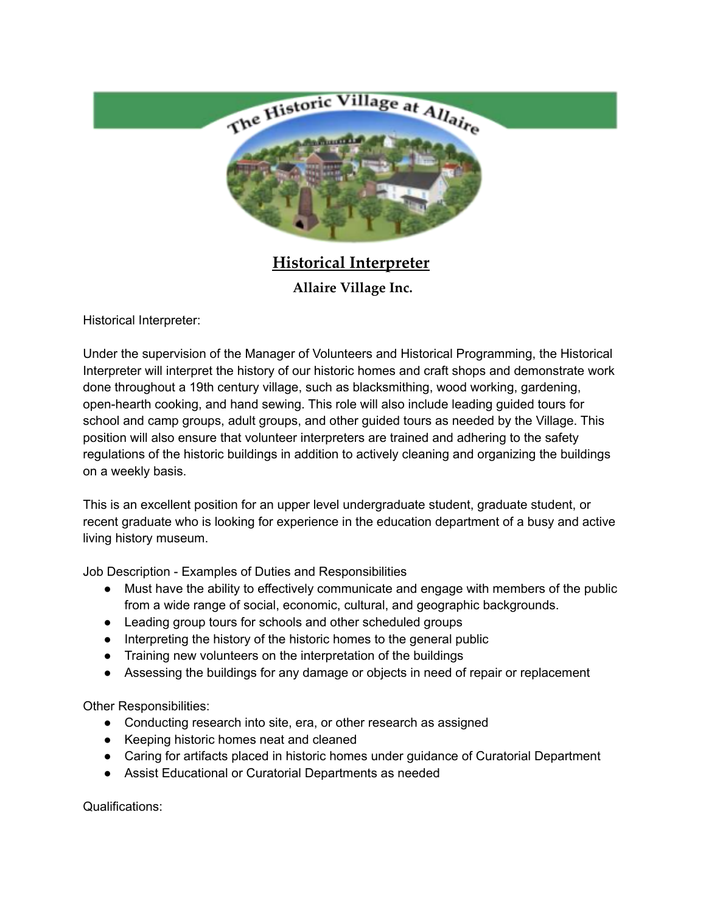# Historical Interpreter

## Allaire Village Inc.

Historical Interpreter:

Under the supervision of the Manager of Volunteers and Historical Programming, the Historical Interpreter will interpret the history of our historic homes and craft shops and demonstrate work done throughout a 19th century village, such as blacksmithing, wood working, gardening, open-hearth cooking, and hand sewing. This role will also include leading guided tours for school and camp groups, adult groups, and other guided tours as needed by the Village. This position will also ensure that volunteer interpreters are trained and adhering to the safety regulations of the historic buildings in addition to actively cleaning and organizing the buildings on a weekly basis.

This is an excellent position for an upper level undergraduate student, graduate student, or recent graduate who is looking for experience in the education department of a busy and active living history museum.

Job Description - Examples of Duties and Responsibilities

- Must have the ability to effectively communicate and engage with members of the public from a wide range of social, economic, cultural, and geographic backgrounds.
- Leading group tours for schools and other scheduled groups
- Interpreting the history of the historic homes to the general public
- Training new volunteers on the interpretation of the buildings
- Assessing the buildings for any damage or objects in need of repair or replacement

Other Responsibilities:

- Conducting research into site, era, or other research as assigned
- Keeping historic homes neat and cleaned
- Caring for artifacts placed in historic homes under guidance of Curatorial Department
- Assist Educational or Curatorial Departments as needed

Qualifications: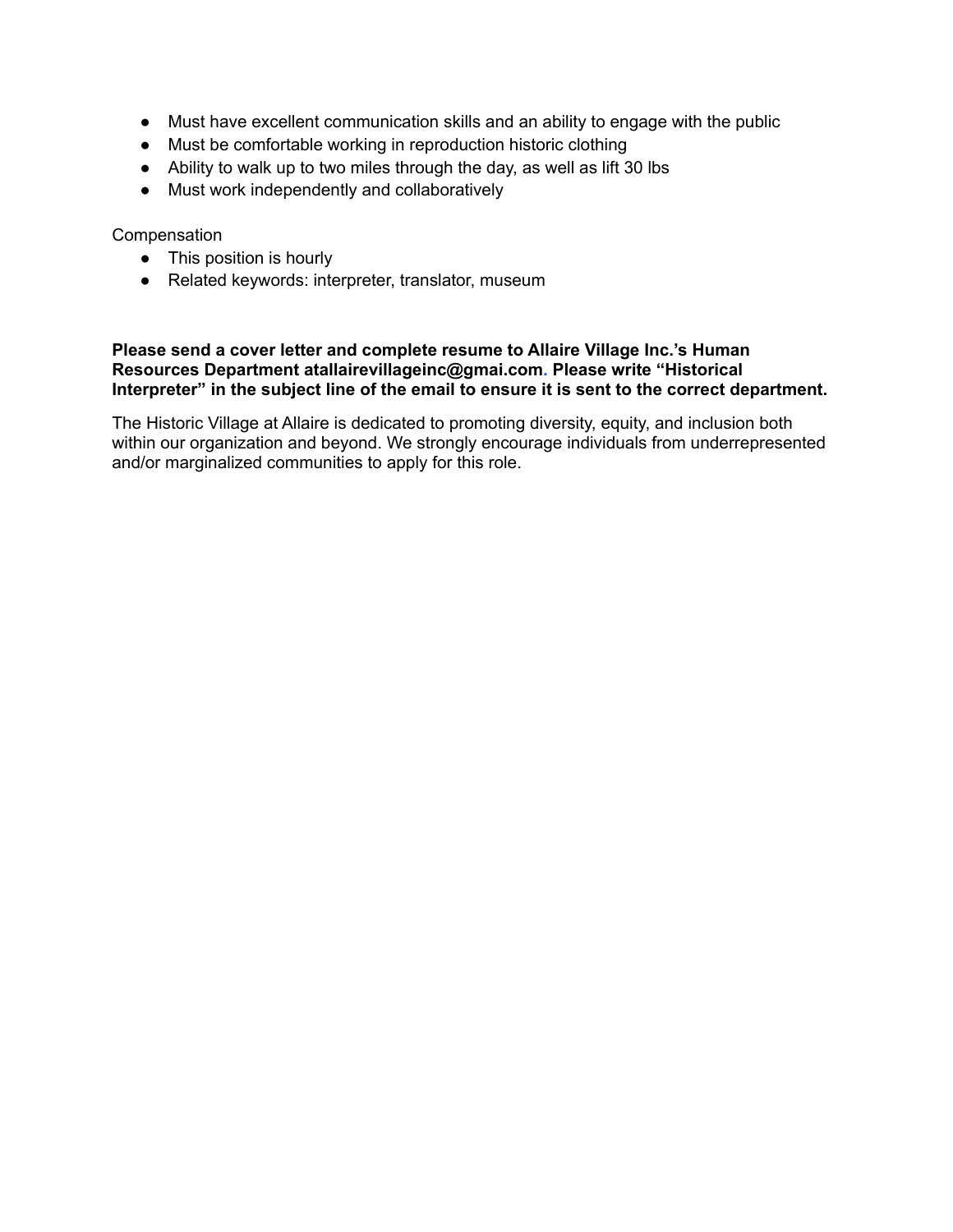- Must have excellent communication skills and an ability to engage with the public
- Must be comfortable working in reproduction historic clothing
- Ability to walk up to two miles through the day, as well as lift 30 lbs
- Must work independently and collaboratively

Compensation

- This position is hourly
- Related keywords: interpreter, translator, museum

**Please send a cover letter and complete resume to Allaire Village Inc.'s Human Resources Department atallairevillageinc@gmai.com. Please write "Historical Interpreter" in the subject line of the email to ensure it is sent to the correct department.**

The Historic Village at Allaire is dedicated to promoting diversity, equity, and inclusion both within our organization and beyond. We strongly encourage individuals from underrepresented and/or marginalized communities to apply for this role.